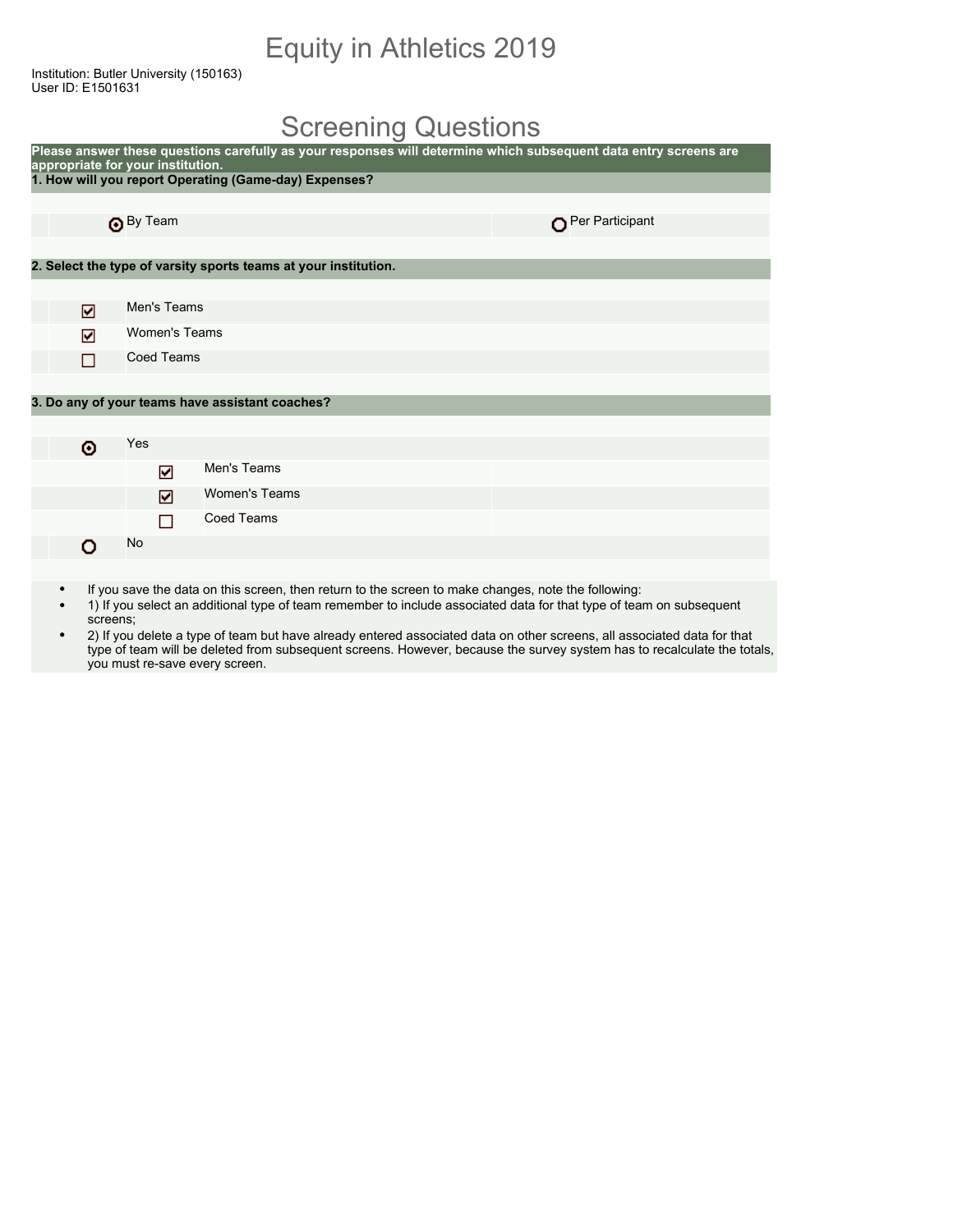# Equity in Athletics 2019

Institution: Butler University (150163)
User ID: E1501631

## Screening Questions

**Please answer these questions carefully as your responses will determine which subsequent data entry screens are appropriate for your institution.**

**1. How will you report Operating (Game-day) Expenses?**

- (●) By Team
- ( ) Per Participant

**2. Select the type of varsity sports teams at your institution.**

- [x] Men's Teams
- [x] Women's Teams
- [ ] Coed Teams

**3. Do any of your teams have assistant coaches?**

- (●) Yes
  - [x] Men's Teams
  - [x] Women's Teams
  - [ ] Coed Teams
- ( ) No

- If you save the data on this screen, then return to the screen to make changes, note the following:
- 1) If you select an additional type of team remember to include associated data for that type of team on subsequent screens;
- 2) If you delete a type of team but have already entered associated data on other screens, all associated data for that type of team will be deleted from subsequent screens. However, because the survey system has to recalculate the totals, you must re-save every screen.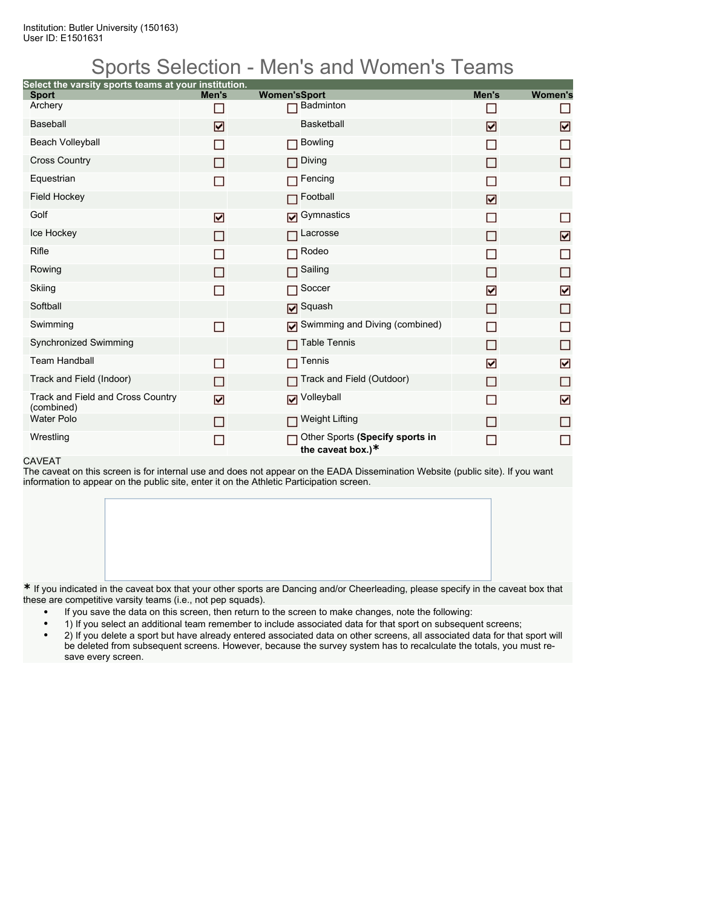Institution: Butler University (150163)
User ID: E1501631

# Sports Selection - Men's and Women's Teams

**Select the varsity sports teams at your institution.**

| Sport | Men's | Women's | Sport | Men's | Women's |
|---|---|---|---|---|---|
| Archery | ☐ | ☐ | Badminton | ☐ | ☐ |
| Baseball | ☑ | | Basketball | ☑ | ☑ |
| Beach Volleyball | ☐ | ☐ | Bowling | ☐ | ☐ |
| Cross Country | ☐ | ☐ | Diving | ☐ | ☐ |
| Equestrian | ☐ | ☐ | Fencing | ☐ | ☐ |
| Field Hockey | | ☐ | Football | ☑ | |
| Golf | ☑ | ☑ | Gymnastics | ☐ | ☐ |
| Ice Hockey | ☐ | ☐ | Lacrosse | ☐ | ☑ |
| Rifle | ☐ | ☐ | Rodeo | ☐ | ☐ |
| Rowing | ☐ | ☐ | Sailing | ☐ | ☐ |
| Skiing | ☐ | ☐ | Soccer | ☑ | ☑ |
| Softball | | ☑ | Squash | ☐ | ☐ |
| Swimming | ☐ | ☑ | Swimming and Diving (combined) | ☐ | ☐ |
| Synchronized Swimming | | ☐ | Table Tennis | ☐ | ☐ |
| Team Handball | ☐ | ☐ | Tennis | ☑ | ☑ |
| Track and Field (Indoor) | ☐ | ☐ | Track and Field (Outdoor) | ☐ | ☐ |
| Track and Field and Cross Country (combined) | ☑ | ☑ | Volleyball | ☐ | ☑ |
| Water Polo | ☐ | ☐ | Weight Lifting | ☐ | ☐ |
| Wrestling | ☐ | ☐ | Other Sports **(Specify sports in the caveat box.)*** | ☐ | ☐ |

CAVEAT

The caveat on this screen is for internal use and does not appear on the EADA Dissemination Website (public site). If you want information to appear on the public site, enter it on the Athletic Participation screen.

* If you indicated in the caveat box that your other sports are Dancing and/or Cheerleading, please specify in the caveat box that these are competitive varsity teams (i.e., not pep squads).

- If you save the data on this screen, then return to the screen to make changes, note the following:
- 1) If you select an additional team remember to include associated data for that sport on subsequent screens;
- 2) If you delete a sport but have already entered associated data on other screens, all associated data for that sport will be deleted from subsequent screens. However, because the survey system has to recalculate the totals, you must re-save every screen.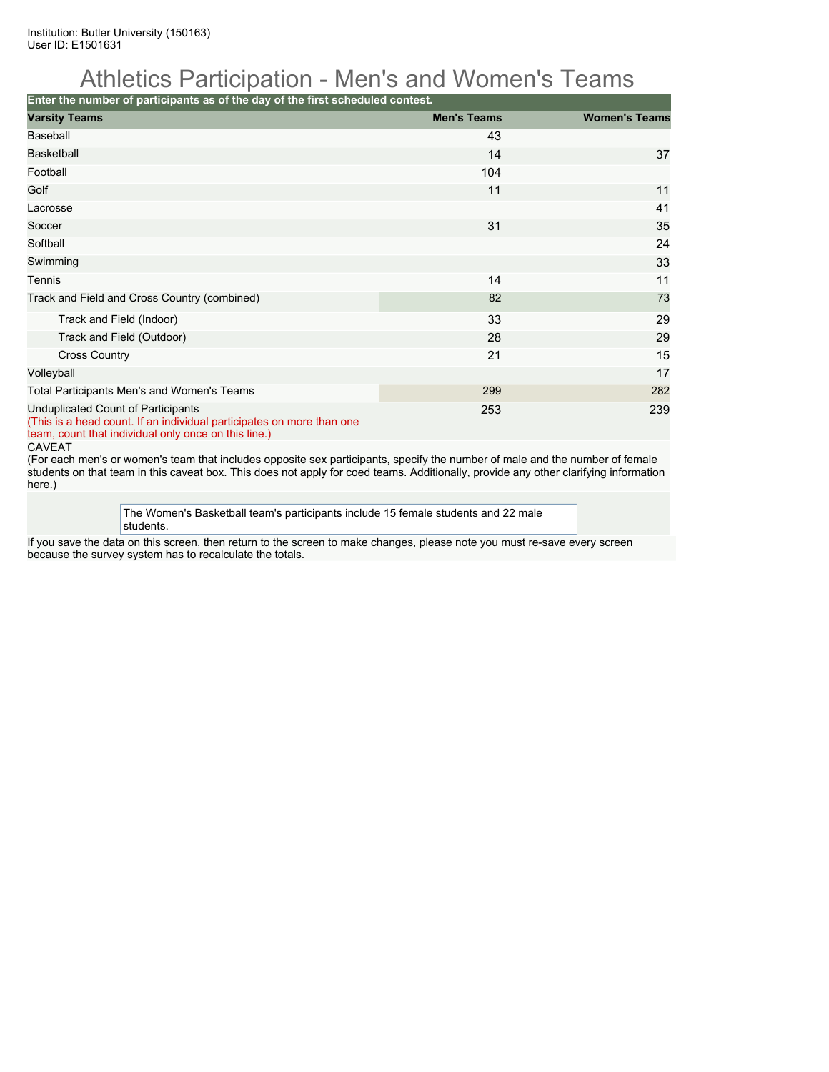Institution: Butler University (150163)
User ID: E1501631

# Athletics Participation - Men's and Women's Teams

**Enter the number of participants as of the day of the first scheduled contest.**

| Varsity Teams | Men's Teams | Women's Teams |
|---|---|---|
| Baseball | 43 | |
| Basketball | 14 | 37 |
| Football | 104 | |
| Golf | 11 | 11 |
| Lacrosse | | 41 |
| Soccer | 31 | 35 |
| Softball | | 24 |
| Swimming | | 33 |
| Tennis | 14 | 11 |
| Track and Field and Cross Country (combined) | 82 | 73 |
| Track and Field (Indoor) | 33 | 29 |
| Track and Field (Outdoor) | 28 | 29 |
| Cross Country | 21 | 15 |
| Volleyball | | 17 |
| Total Participants Men's and Women's Teams | 299 | 282 |
| Unduplicated Count of Participants (This is a head count. If an individual participates on more than one team, count that individual only once on this line.) | 253 | 239 |

CAVEAT
(For each men's or women's team that includes opposite sex participants, specify the number of male and the number of female students on that team in this caveat box. This does not apply for coed teams. Additionally, provide any other clarifying information here.)

The Women's Basketball team's participants include 15 female students and 22 male students.

If you save the data on this screen, then return to the screen to make changes, please note you must re-save every screen because the survey system has to recalculate the totals.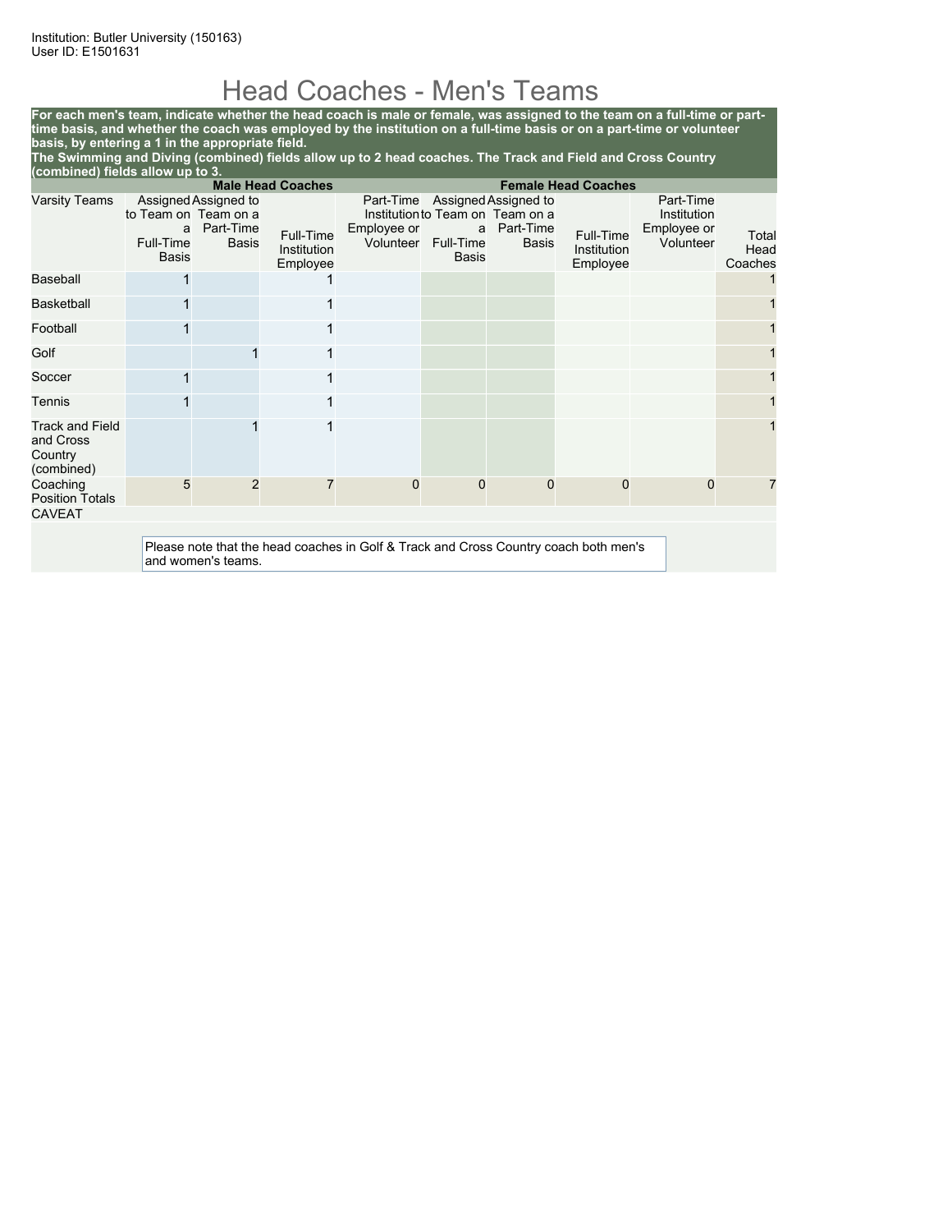Institution: Butler University (150163)
User ID: E1501631

# Head Coaches - Men's Teams

**For each men's team, indicate whether the head coach is male or female, was assigned to the team on a full-time or part-time basis, and whether the coach was employed by the institution on a full-time basis or on a part-time or volunteer basis, by entering a 1 in the appropriate field.**
**The Swimming and Diving (combined) fields allow up to 2 head coaches. The Track and Field and Cross Country (combined) fields allow up to 3.**

| | Male Head Coaches | | | | Female Head Coaches | | | | |
|---|---|---|---|---|---|---|---|---|---|
| Varsity Teams | Assigned to Team on a Full-Time Basis | Assigned to Team on a Part-Time Basis | Full-Time Institution Employee | Part-Time Institution Employee or Volunteer | Assigned to Team on a Full-Time Basis | Assigned to Team on a Part-Time Basis | Full-Time Institution Employee | Part-Time Institution Employee or Volunteer | Total Head Coaches |
| Baseball | 1 | | 1 | | | | | | 1 |
| Basketball | 1 | | 1 | | | | | | 1 |
| Football | 1 | | 1 | | | | | | 1 |
| Golf | | 1 | 1 | | | | | | 1 |
| Soccer | 1 | | 1 | | | | | | 1 |
| Tennis | 1 | | 1 | | | | | | 1 |
| Track and Field and Cross Country (combined) | | 1 | 1 | | | | | | 1 |
| Coaching Position Totals | 5 | 2 | 7 | 0 | 0 | 0 | 0 | 0 | 7 |

CAVEAT

Please note that the head coaches in Golf & Track and Cross Country coach both men's and women's teams.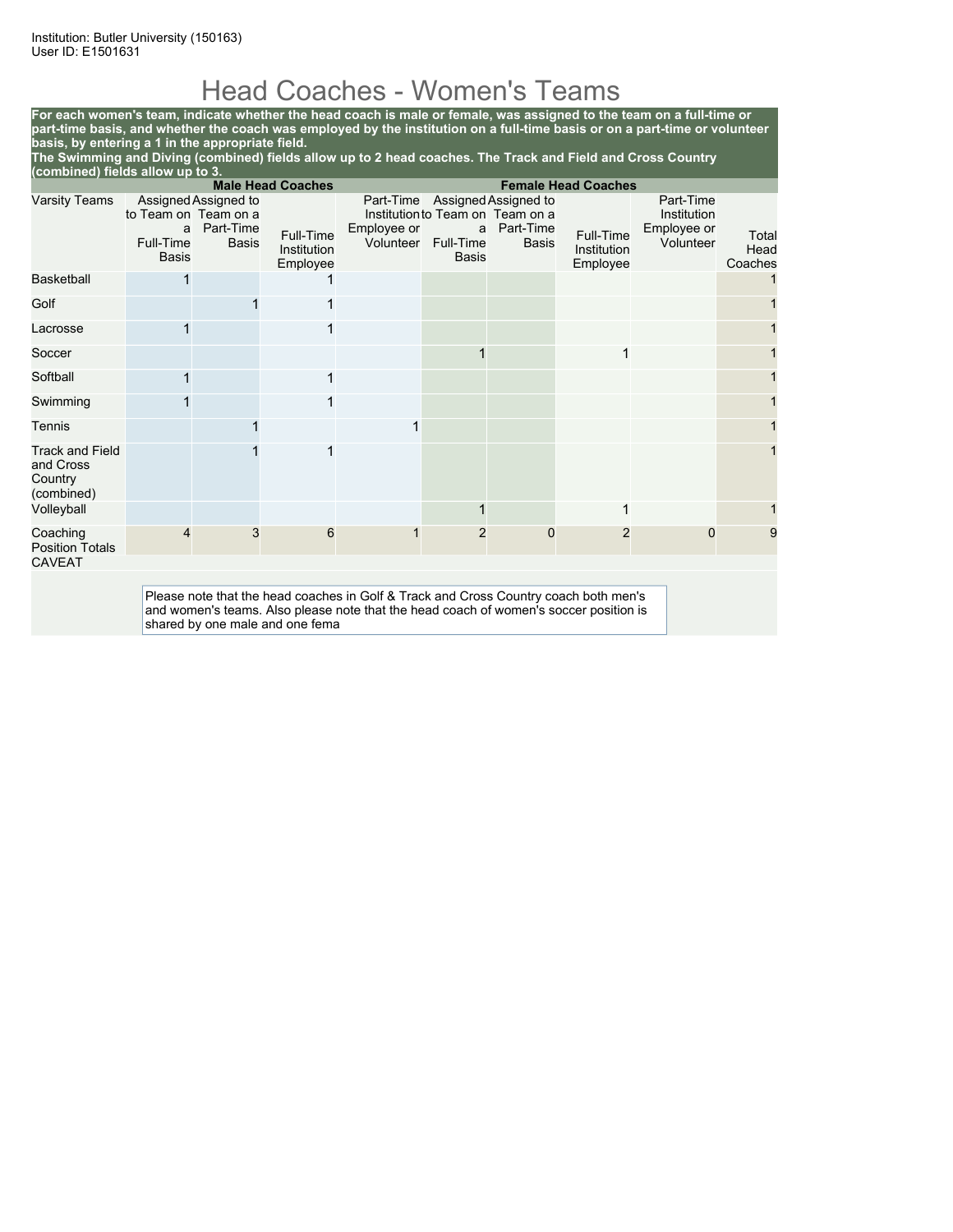Institution: Butler University (150163)
User ID: E1501631

# Head Coaches - Women's Teams

**For each women's team, indicate whether the head coach is male or female, was assigned to the team on a full-time or part-time basis, and whether the coach was employed by the institution on a full-time basis or on a part-time or volunteer basis, by entering a 1 in the appropriate field.**
**The Swimming and Diving (combined) fields allow up to 2 head coaches. The Track and Field and Cross Country (combined) fields allow up to 3.**

| | Male Head Coaches | | | | Female Head Coaches | | | | |
|---|---|---|---|---|---|---|---|---|---|
| Varsity Teams | Assigned to Team on a Full-Time Basis | Assigned to Team on a Part-Time Basis | Full-Time Institution Employee | Part-Time Institution Employee or Volunteer | Assigned to Team on a Full-Time Basis | Assigned to Team on a Part-Time Basis | Full-Time Institution Employee | Part-Time Institution Employee or Volunteer | Total Head Coaches |
| Basketball | 1 | | 1 | | | | | | 1 |
| Golf | | 1 | 1 | | | | | | 1 |
| Lacrosse | 1 | | 1 | | | | | | 1 |
| Soccer | | | | | 1 | | 1 | | 1 |
| Softball | 1 | | 1 | | | | | | 1 |
| Swimming | 1 | | 1 | | | | | | 1 |
| Tennis | | 1 | | 1 | | | | | 1 |
| Track and Field and Cross Country (combined) | | 1 | 1 | | | | | | 1 |
| Volleyball | | | | | 1 | | 1 | | 1 |
| Coaching Position Totals | 4 | 3 | 6 | 1 | 2 | 0 | 2 | 0 | 9 |

CAVEAT

Please note that the head coaches in Golf & Track and Cross Country coach both men's and women's teams. Also please note that the head coach of women's soccer position is shared by one male and one fema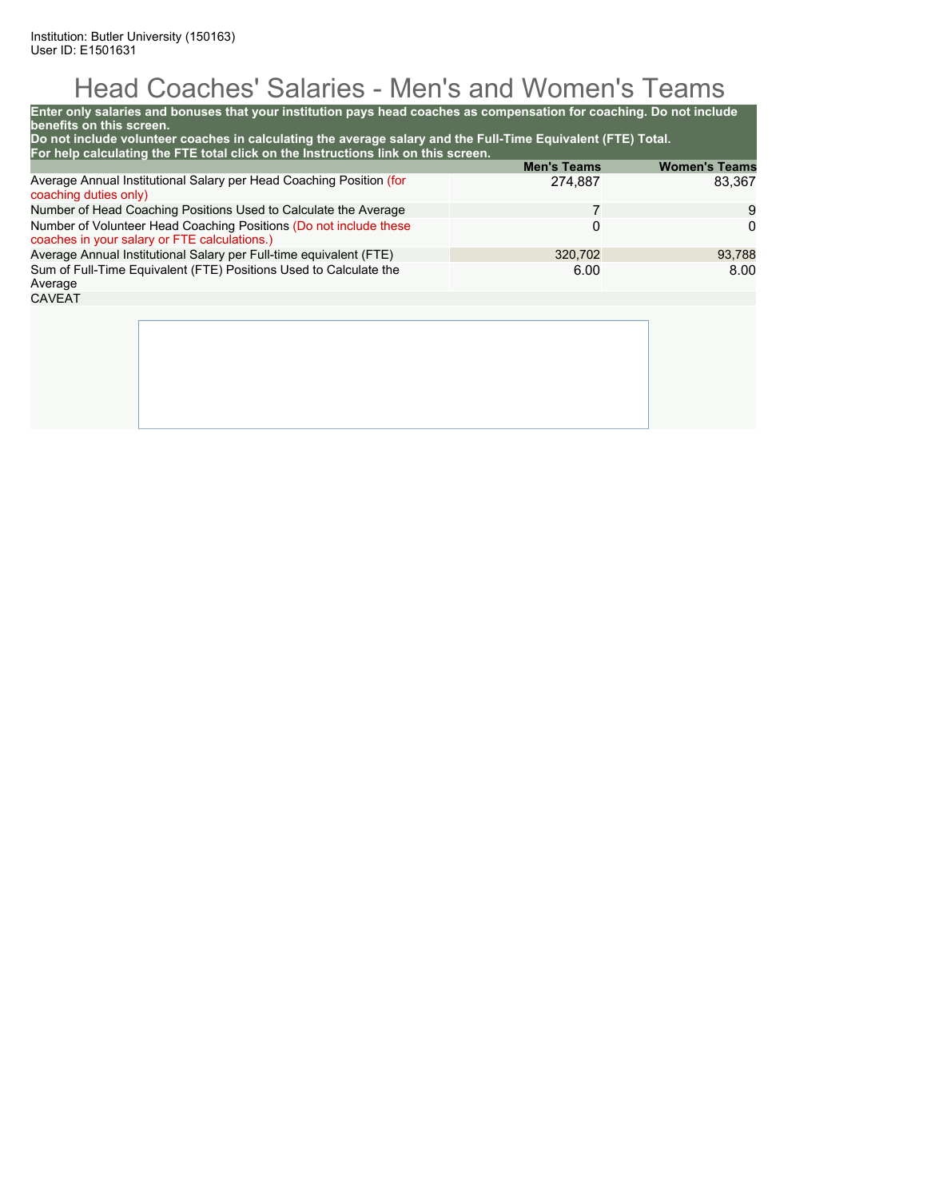Institution: Butler University (150163)
User ID: E1501631

# Head Coaches' Salaries - Men's and Women's Teams

**Enter only salaries and bonuses that your institution pays head coaches as compensation for coaching. Do not include benefits on this screen.**
**Do not include volunteer coaches in calculating the average salary and the Full-Time Equivalent (FTE) Total.**
**For help calculating the FTE total click on the Instructions link on this screen.**

| | Men's Teams | Women's Teams |
|---|---|---|
| Average Annual Institutional Salary per Head Coaching Position (for coaching duties only) | 274,887 | 83,367 |
| Number of Head Coaching Positions Used to Calculate the Average | 7 | 9 |
| Number of Volunteer Head Coaching Positions (Do not include these coaches in your salary or FTE calculations.) | 0 | 0 |
| Average Annual Institutional Salary per Full-time equivalent (FTE) | 320,702 | 93,788 |
| Sum of Full-Time Equivalent (FTE) Positions Used to Calculate the Average | 6.00 | 8.00 |

CAVEAT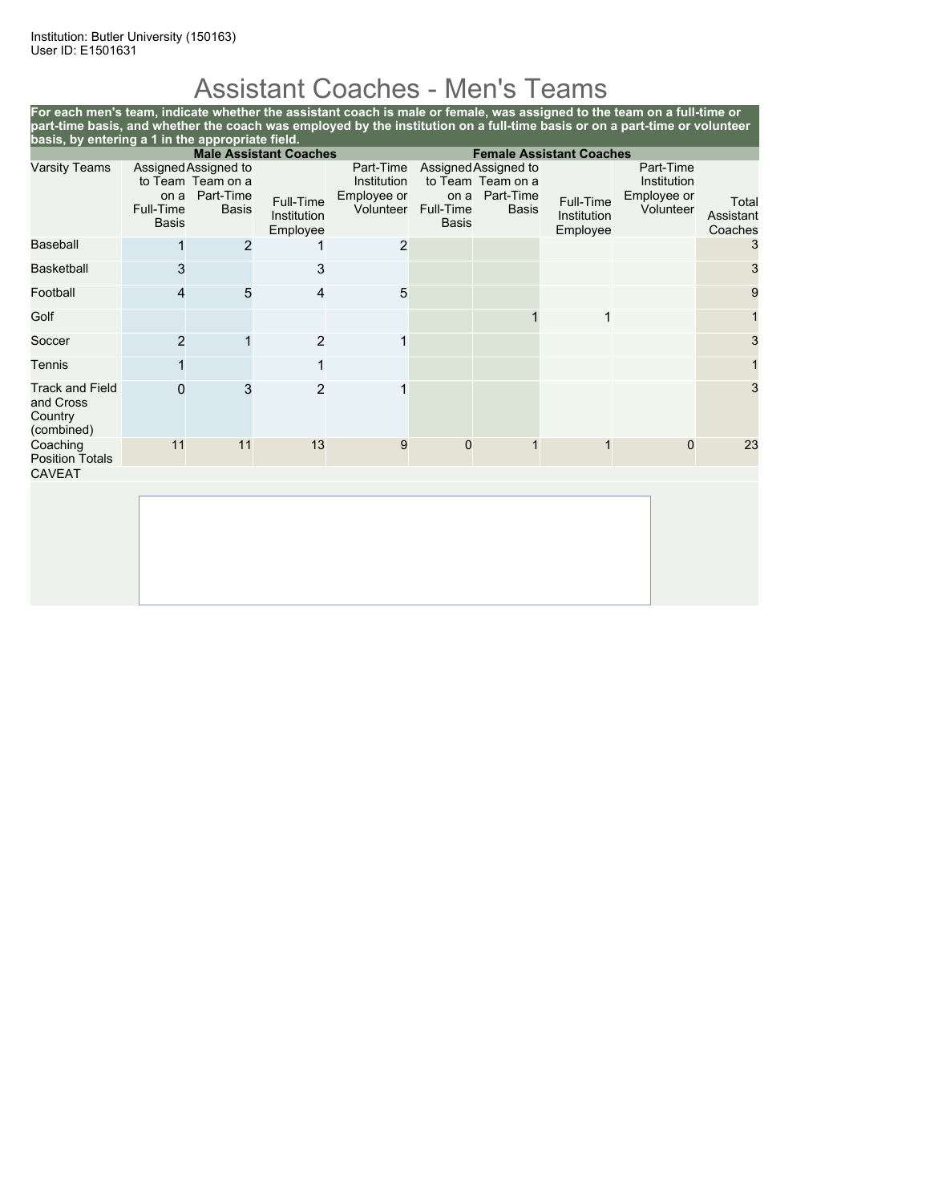Institution: Butler University (150163)
User ID: E1501631

# Assistant Coaches - Men's Teams

**For each men's team, indicate whether the assistant coach is male or female, was assigned to the team on a full-time or part-time basis, and whether the coach was employed by the institution on a full-time basis or on a part-time or volunteer basis, by entering a 1 in the appropriate field.**

| | Male Assistant Coaches | | | | Female Assistant Coaches | | | | |
|---|---|---|---|---|---|---|---|---|---|
| Varsity Teams | Assigned to Team on a Full-Time Basis | Assigned to Team on a Part-Time Basis | Full-Time Institution Employee | Part-Time Institution Employee or Volunteer | Assigned to Team on a Full-Time Basis | Assigned to Team on a Part-Time Basis | Full-Time Institution Employee | Part-Time Institution Employee or Volunteer | Total Assistant Coaches |
| Baseball | 1 | 2 | 1 | 2 | | | | | 3 |
| Basketball | 3 | | 3 | | | | | | 3 |
| Football | 4 | 5 | 4 | 5 | | | | | 9 |
| Golf | | | | | | 1 | 1 | | 1 |
| Soccer | 2 | 1 | 2 | 1 | | | | | 3 |
| Tennis | 1 | | 1 | | | | | | 1 |
| Track and Field and Cross Country (combined) | 0 | 3 | 2 | 1 | | | | | 3 |
| Coaching Position Totals | 11 | 11 | 13 | 9 | 0 | 1 | 1 | 0 | 23 |

CAVEAT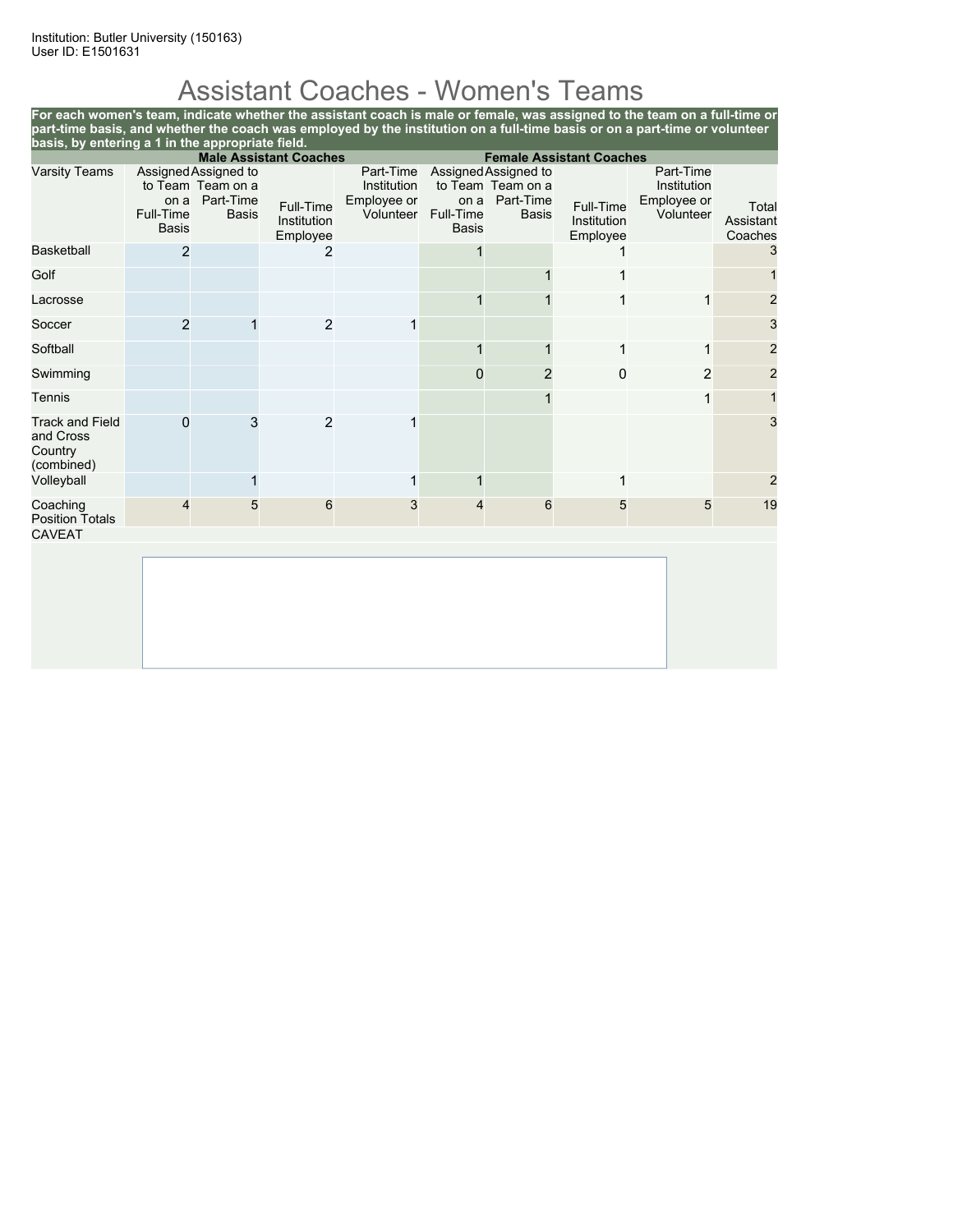Institution: Butler University (150163)
User ID: E1501631

# Assistant Coaches - Women's Teams

**For each women's team, indicate whether the assistant coach is male or female, was assigned to the team on a full-time or part-time basis, and whether the coach was employed by the institution on a full-time basis or on a part-time or volunteer basis, by entering a 1 in the appropriate field.**

| | Male Assistant Coaches | | | | Female Assistant Coaches | | | | |
|---|---|---|---|---|---|---|---|---|---|
| Varsity Teams | Assigned to Team on a Full-Time Basis | Assigned to Team on a Part-Time Basis | Full-Time Institution Employee | Part-Time Institution Employee or Volunteer | Assigned to Team on a Full-Time Basis | Assigned to Team on a Part-Time Basis | Full-Time Institution Employee | Part-Time Institution Employee or Volunteer | Total Assistant Coaches |
| Basketball | 2 | | 2 | | 1 | | 1 | | 3 |
| Golf | | | | | | 1 | 1 | | 1 |
| Lacrosse | | | | | 1 | 1 | 1 | 1 | 2 |
| Soccer | 2 | 1 | 2 | 1 | | | | | 3 |
| Softball | | | | | 1 | 1 | 1 | 1 | 2 |
| Swimming | | | | | 0 | 2 | 0 | 2 | 2 |
| Tennis | | | | | | 1 | | 1 | 1 |
| Track and Field and Cross Country (combined) | 0 | 3 | 2 | 1 | | | | | 3 |
| Volleyball | | 1 | | 1 | 1 | | 1 | | 2 |
| Coaching Position Totals | 4 | 5 | 6 | 3 | 4 | 6 | 5 | 5 | 19 |

CAVEAT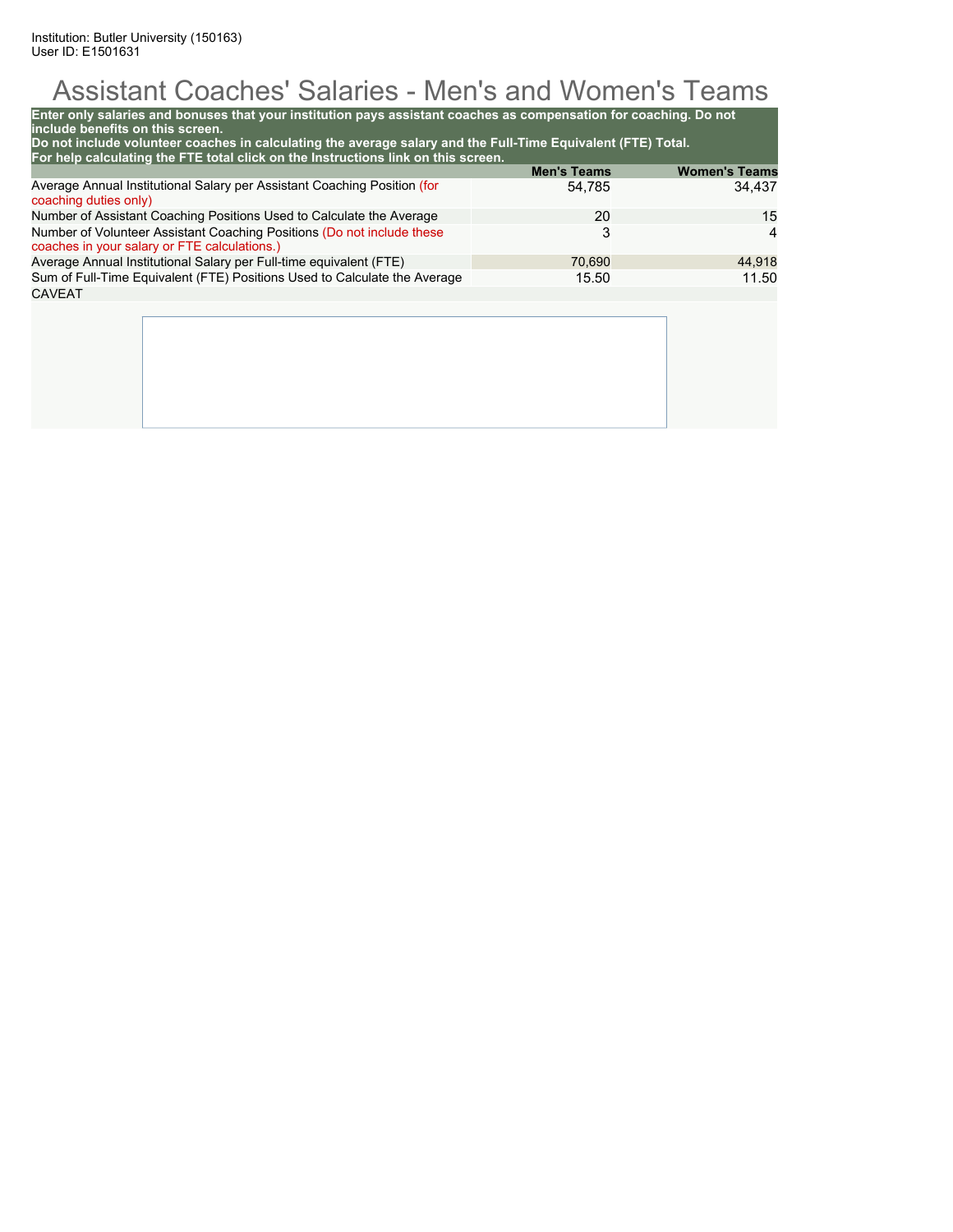Institution: Butler University (150163)
User ID: E1501631

# Assistant Coaches' Salaries - Men's and Women's Teams

**Enter only salaries and bonuses that your institution pays assistant coaches as compensation for coaching. Do not include benefits on this screen.**
**Do not include volunteer coaches in calculating the average salary and the Full-Time Equivalent (FTE) Total.**
**For help calculating the FTE total click on the Instructions link on this screen.**

| | Men's Teams | Women's Teams |
|---|---|---|
| Average Annual Institutional Salary per Assistant Coaching Position (for coaching duties only) | 54,785 | 34,437 |
| Number of Assistant Coaching Positions Used to Calculate the Average | 20 | 15 |
| Number of Volunteer Assistant Coaching Positions (Do not include these coaches in your salary or FTE calculations.) | 3 | 4 |
| Average Annual Institutional Salary per Full-time equivalent (FTE) | 70,690 | 44,918 |
| Sum of Full-Time Equivalent (FTE) Positions Used to Calculate the Average | 15.50 | 11.50 |

CAVEAT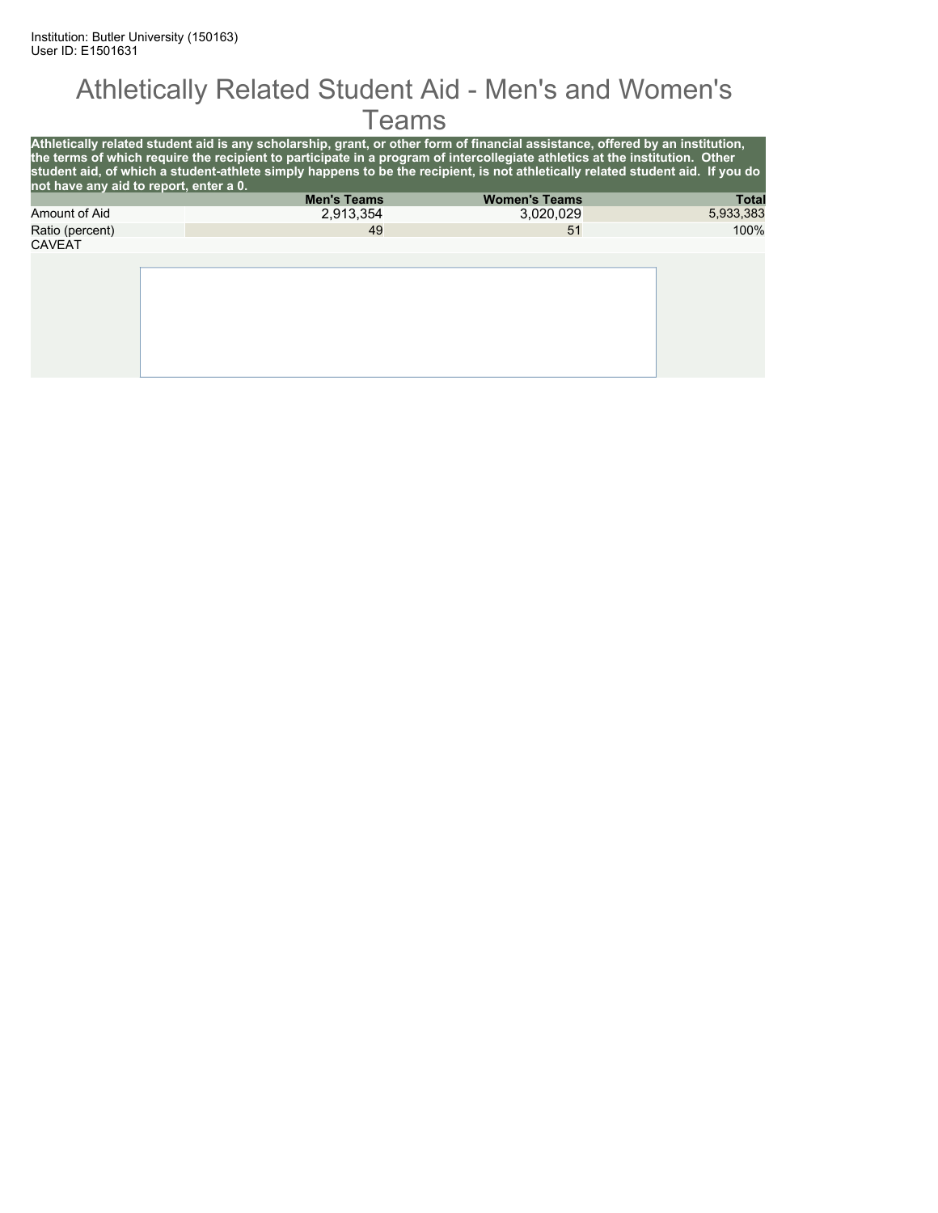Institution: Butler University (150163)
User ID: E1501631

# Athletically Related Student Aid - Men's and Women's Teams

**Athletically related student aid is any scholarship, grant, or other form of financial assistance, offered by an institution, the terms of which require the recipient to participate in a program of intercollegiate athletics at the institution. Other student aid, of which a student-athlete simply happens to be the recipient, is not athletically related student aid. If you do not have any aid to report, enter a 0.**

| | Men's Teams | Women's Teams | Total |
|---|---|---|---|
| Amount of Aid | 2,913,354 | 3,020,029 | 5,933,383 |
| Ratio (percent) | 49 | 51 | 100% |

CAVEAT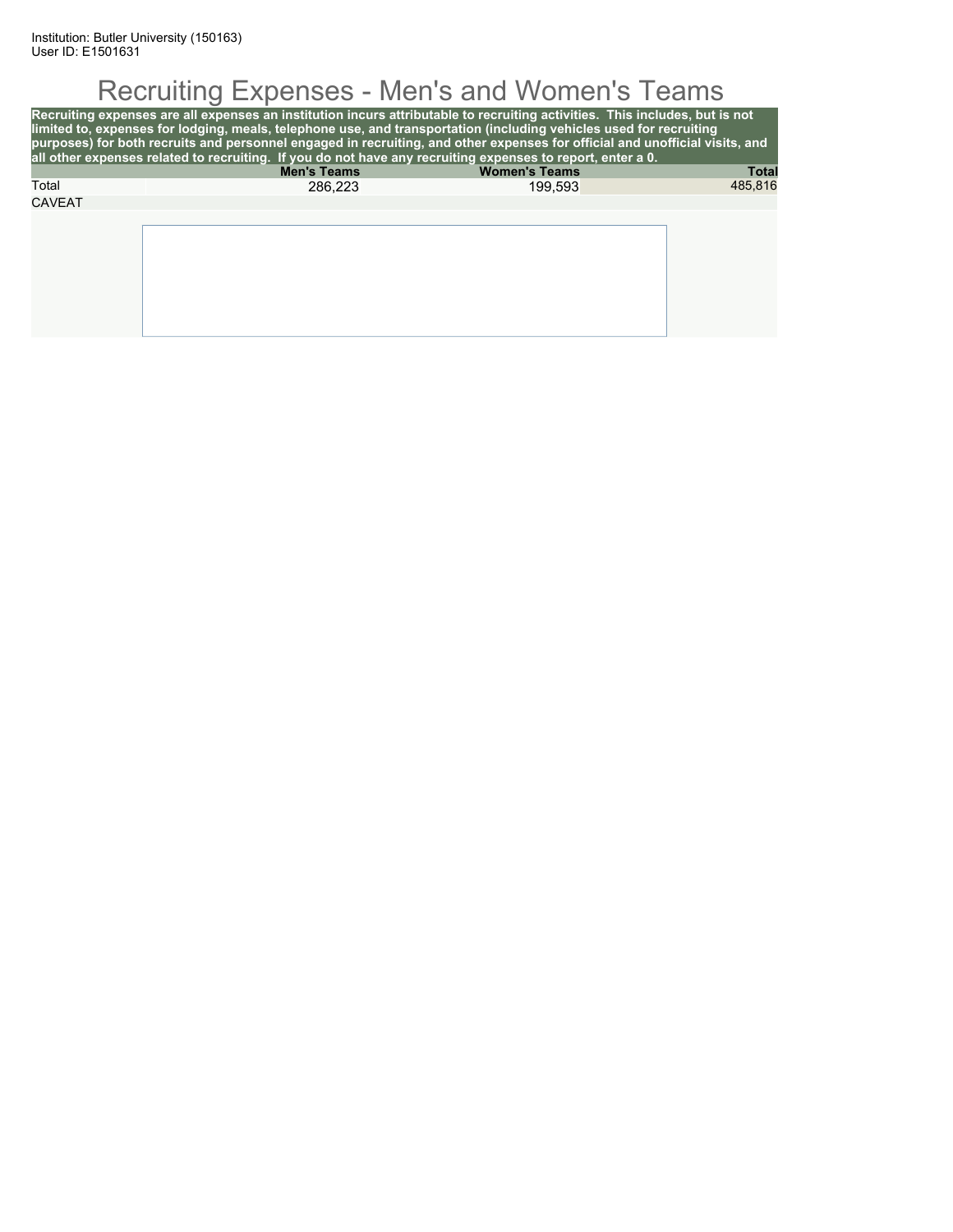Institution: Butler University (150163)
User ID: E1501631

# Recruiting Expenses - Men's and Women's Teams

**Recruiting expenses are all expenses an institution incurs attributable to recruiting activities. This includes, but is not limited to, expenses for lodging, meals, telephone use, and transportation (including vehicles used for recruiting purposes) for both recruits and personnel engaged in recruiting, and other expenses for official and unofficial visits, and all other expenses related to recruiting. If you do not have any recruiting expenses to report, enter a 0.**

| | Men's Teams | Women's Teams | Total |
|---|---|---|---|
| Total | 286,223 | 199,593 | 485,816 |

CAVEAT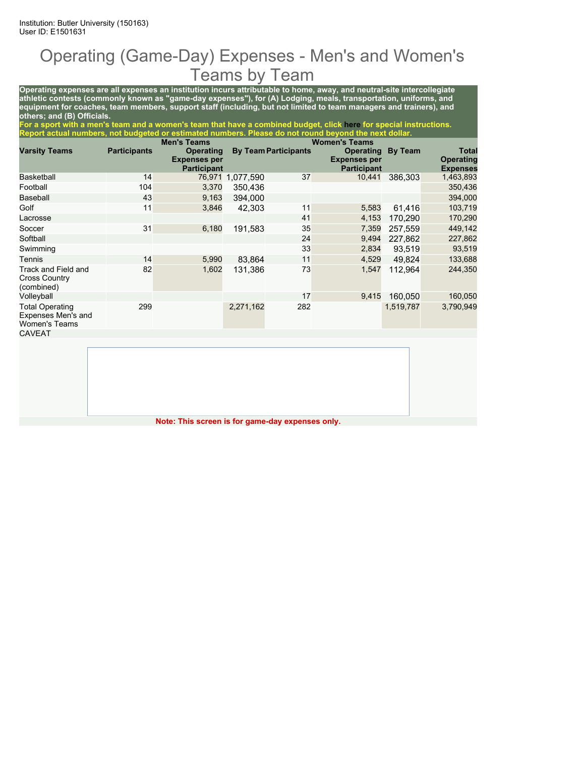Institution: Butler University (150163)
User ID: E1501631

# Operating (Game-Day) Expenses - Men's and Women's Teams by Team

**Operating expenses are all expenses an institution incurs attributable to home, away, and neutral-site intercollegiate athletic contests (commonly known as "game-day expenses"), for (A) Lodging, meals, transportation, uniforms, and equipment for coaches, team members, support staff (including, but not limited to team managers and trainers), and others; and (B) Officials.**

**For a sport with a men's team and a women's team that have a combined budget, click here for special instructions.**
**Report actual numbers, not budgeted or estimated numbers. Please do not round beyond the next dollar.**

| Varsity Teams | Men's Teams | | | Women's Teams | | | |
|---|---|---|---|---|---|---|---|
| | Participants | Operating Expenses per Participant | By Team | Participants | Operating Expenses per Participant | By Team | Total Operating Expenses |
| Basketball | 14 | 76,971 | 1,077,590 | 37 | 10,441 | 386,303 | 1,463,893 |
| Football | 104 | 3,370 | 350,436 | | | | 350,436 |
| Baseball | 43 | 9,163 | 394,000 | | | | 394,000 |
| Golf | 11 | 3,846 | 42,303 | 11 | 5,583 | 61,416 | 103,719 |
| Lacrosse | | | | 41 | 4,153 | 170,290 | 170,290 |
| Soccer | 31 | 6,180 | 191,583 | 35 | 7,359 | 257,559 | 449,142 |
| Softball | | | | 24 | 9,494 | 227,862 | 227,862 |
| Swimming | | | | 33 | 2,834 | 93,519 | 93,519 |
| Tennis | 14 | 5,990 | 83,864 | 11 | 4,529 | 49,824 | 133,688 |
| Track and Field and Cross Country (combined) | 82 | 1,602 | 131,386 | 73 | 1,547 | 112,964 | 244,350 |
| Volleyball | | | | 17 | 9,415 | 160,050 | 160,050 |
| Total Operating Expenses Men's and Women's Teams | 299 | | 2,271,162 | 282 | | 1,519,787 | 3,790,949 |

CAVEAT

**Note: This screen is for game-day expenses only.**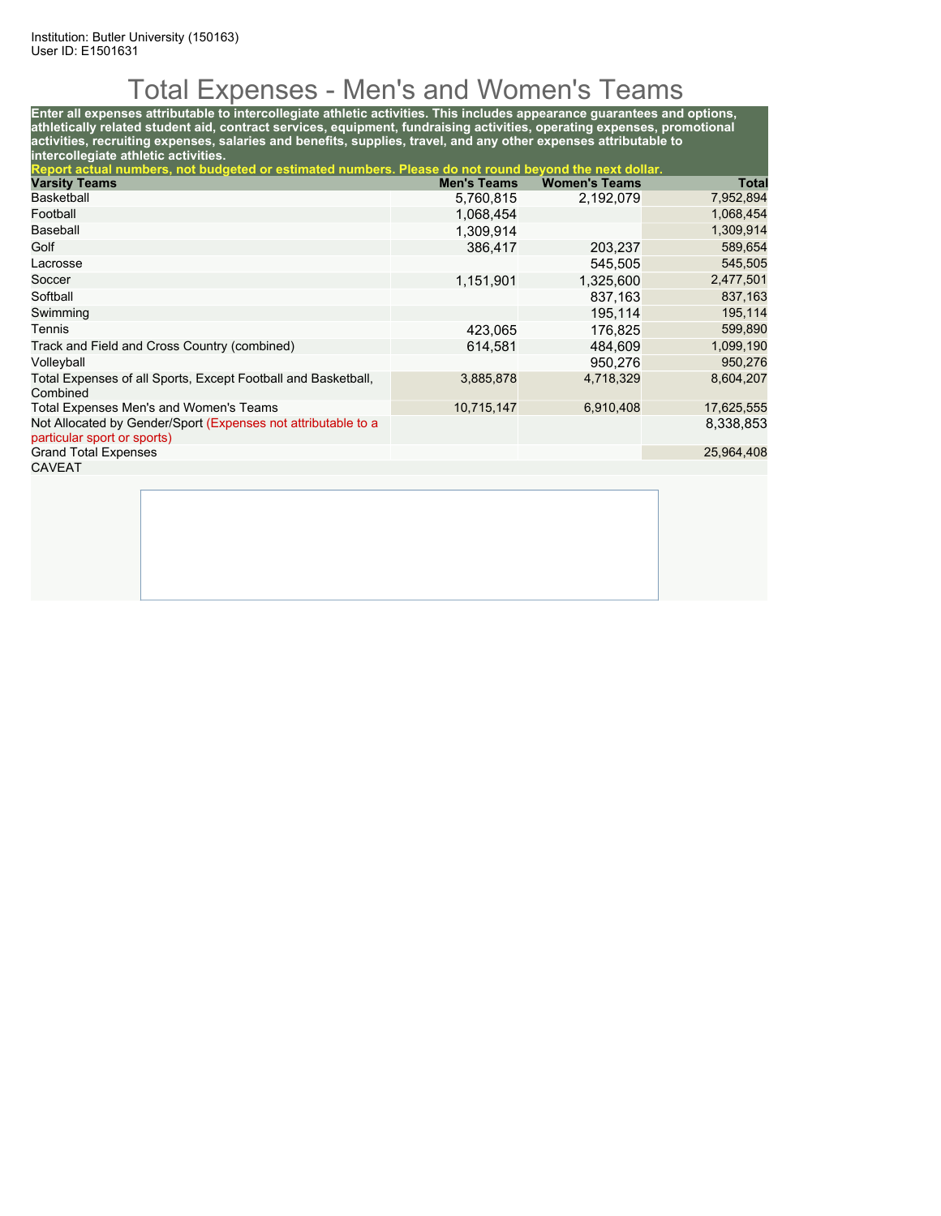Institution: Butler University (150163)
User ID: E1501631

# Total Expenses - Men's and Women's Teams

**Enter all expenses attributable to intercollegiate athletic activities. This includes appearance guarantees and options, athletically related student aid, contract services, equipment, fundraising activities, operating expenses, promotional activities, recruiting expenses, salaries and benefits, supplies, travel, and any other expenses attributable to intercollegiate athletic activities.**

**Report actual numbers, not budgeted or estimated numbers. Please do not round beyond the next dollar.**

| Varsity Teams | Men's Teams | Women's Teams | Total |
|---|---|---|---|
| Basketball | 5,760,815 | 2,192,079 | 7,952,894 |
| Football | 1,068,454 | | 1,068,454 |
| Baseball | 1,309,914 | | 1,309,914 |
| Golf | 386,417 | 203,237 | 589,654 |
| Lacrosse | | 545,505 | 545,505 |
| Soccer | 1,151,901 | 1,325,600 | 2,477,501 |
| Softball | | 837,163 | 837,163 |
| Swimming | | 195,114 | 195,114 |
| Tennis | 423,065 | 176,825 | 599,890 |
| Track and Field and Cross Country (combined) | 614,581 | 484,609 | 1,099,190 |
| Volleyball | | 950,276 | 950,276 |
| Total Expenses of all Sports, Except Football and Basketball, Combined | 3,885,878 | 4,718,329 | 8,604,207 |
| Total Expenses Men's and Women's Teams | 10,715,147 | 6,910,408 | 17,625,555 |
| Not Allocated by Gender/Sport (Expenses not attributable to a particular sport or sports) | | | 8,338,853 |
| Grand Total Expenses | | | 25,964,408 |

CAVEAT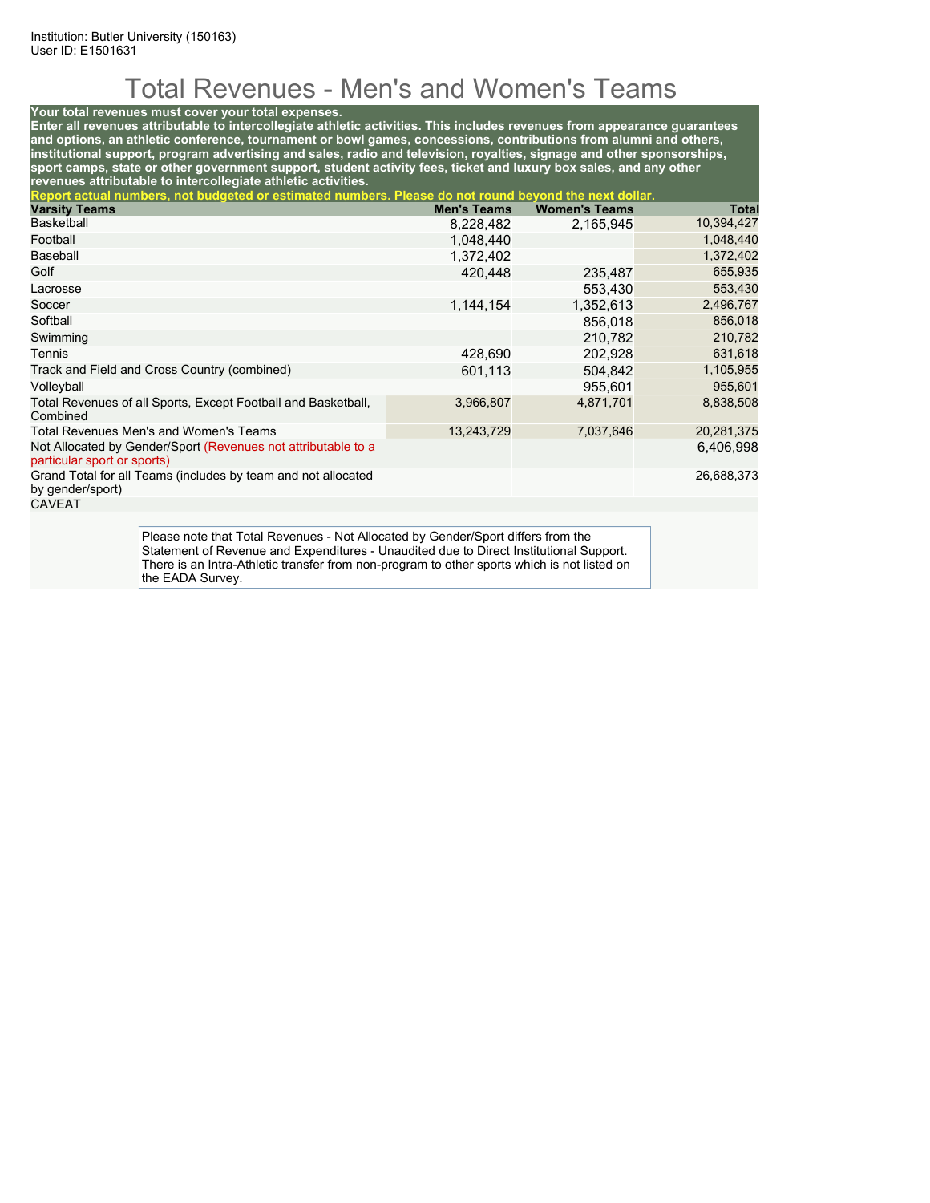Institution: Butler University (150163)
User ID: E1501631

# Total Revenues - Men's and Women's Teams

**Your total revenues must cover your total expenses.**
**Enter all revenues attributable to intercollegiate athletic activities. This includes revenues from appearance guarantees and options, an athletic conference, tournament or bowl games, concessions, contributions from alumni and others, institutional support, program advertising and sales, radio and television, royalties, signage and other sponsorships, sport camps, state or other government support, student activity fees, ticket and luxury box sales, and any other revenues attributable to intercollegiate athletic activities.**
**Report actual numbers, not budgeted or estimated numbers. Please do not round beyond the next dollar.**

| Varsity Teams | Men's Teams | Women's Teams | Total |
|---|---|---|---|
| Basketball | 8,228,482 | 2,165,945 | 10,394,427 |
| Football | 1,048,440 | | 1,048,440 |
| Baseball | 1,372,402 | | 1,372,402 |
| Golf | 420,448 | 235,487 | 655,935 |
| Lacrosse | | 553,430 | 553,430 |
| Soccer | 1,144,154 | 1,352,613 | 2,496,767 |
| Softball | | 856,018 | 856,018 |
| Swimming | | 210,782 | 210,782 |
| Tennis | 428,690 | 202,928 | 631,618 |
| Track and Field and Cross Country (combined) | 601,113 | 504,842 | 1,105,955 |
| Volleyball | | 955,601 | 955,601 |
| Total Revenues of all Sports, Except Football and Basketball, Combined | 3,966,807 | 4,871,701 | 8,838,508 |
| Total Revenues Men's and Women's Teams | 13,243,729 | 7,037,646 | 20,281,375 |
| Not Allocated by Gender/Sport (Revenues not attributable to a particular sport or sports) | | | 6,406,998 |
| Grand Total for all Teams (includes by team and not allocated by gender/sport) | | | 26,688,373 |

CAVEAT

Please note that Total Revenues - Not Allocated by Gender/Sport differs from the Statement of Revenue and Expenditures - Unaudited due to Direct Institutional Support. There is an Intra-Athletic transfer from non-program to other sports which is not listed on the EADA Survey.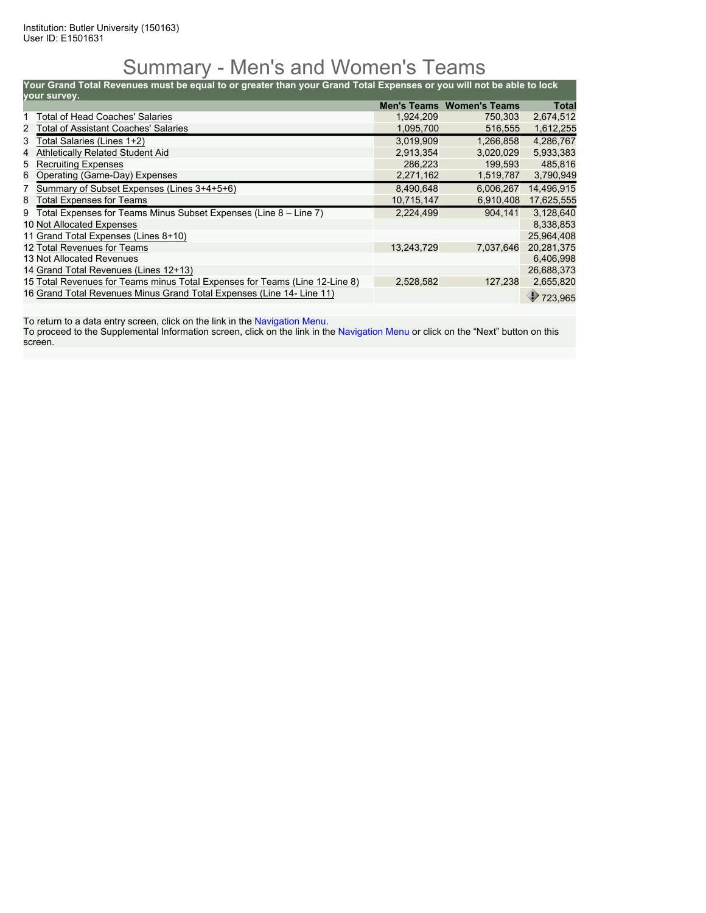Institution: Butler University (150163)
User ID: E1501631

# Summary - Men's and Women's Teams

**Your Grand Total Revenues must be equal to or greater than your Grand Total Expenses or you will not be able to lock your survey.**

| | | Men's Teams | Women's Teams | Total |
|---|---|---|---|---|
| 1 | Total of Head Coaches' Salaries | 1,924,209 | 750,303 | 2,674,512 |
| 2 | Total of Assistant Coaches' Salaries | 1,095,700 | 516,555 | 1,612,255 |
| 3 | Total Salaries (Lines 1+2) | 3,019,909 | 1,266,858 | 4,286,767 |
| 4 | Athletically Related Student Aid | 2,913,354 | 3,020,029 | 5,933,383 |
| 5 | Recruiting Expenses | 286,223 | 199,593 | 485,816 |
| 6 | Operating (Game-Day) Expenses | 2,271,162 | 1,519,787 | 3,790,949 |
| 7 | Summary of Subset Expenses (Lines 3+4+5+6) | 8,490,648 | 6,006,267 | 14,496,915 |
| 8 | Total Expenses for Teams | 10,715,147 | 6,910,408 | 17,625,555 |
| 9 | Total Expenses for Teams Minus Subset Expenses (Line 8 – Line 7) | 2,224,499 | 904,141 | 3,128,640 |
| 10 | Not Allocated Expenses | | | 8,338,853 |
| 11 | Grand Total Expenses (Lines 8+10) | | | 25,964,408 |
| 12 | Total Revenues for Teams | 13,243,729 | 7,037,646 | 20,281,375 |
| 13 | Not Allocated Revenues | | | 6,406,998 |
| 14 | Grand Total Revenues (Lines 12+13) | | | 26,688,373 |
| 15 | Total Revenues for Teams minus Total Expenses for Teams (Line 12-Line 8) | 2,528,582 | 127,238 | 2,655,820 |
| 16 | Grand Total Revenues Minus Grand Total Expenses (Line 14- Line 11) | | | 723,965 |

To return to a data entry screen, click on the link in the Navigation Menu.
To proceed to the Supplemental Information screen, click on the link in the Navigation Menu or click on the “Next” button on this screen.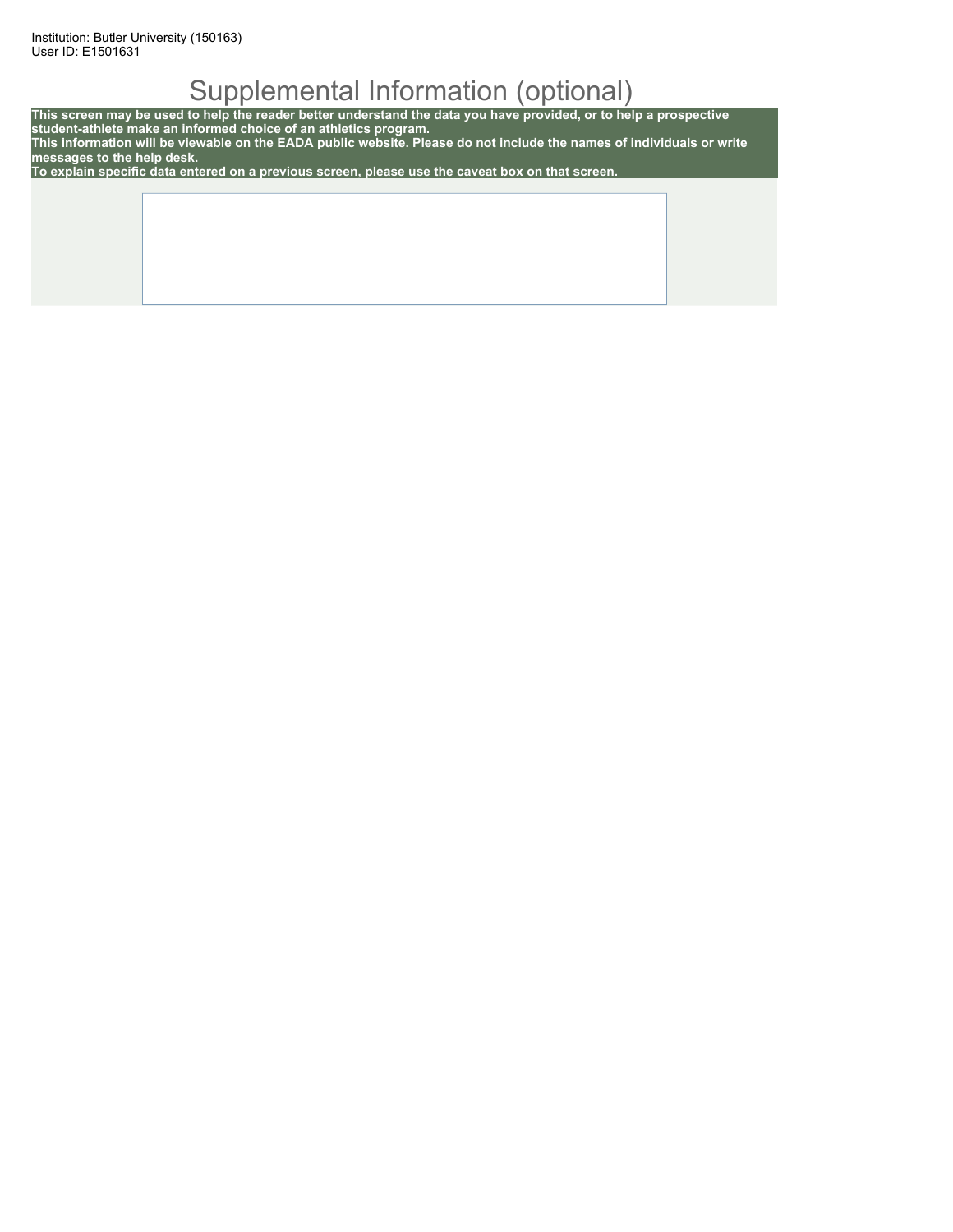Institution: Butler University (150163)
User ID: E1501631

# Supplemental Information (optional)

**This screen may be used to help the reader better understand the data you have provided, or to help a prospective student-athlete make an informed choice of an athletics program.**
**This information will be viewable on the EADA public website. Please do not include the names of individuals or write messages to the help desk.**
**To explain specific data entered on a previous screen, please use the caveat box on that screen.**